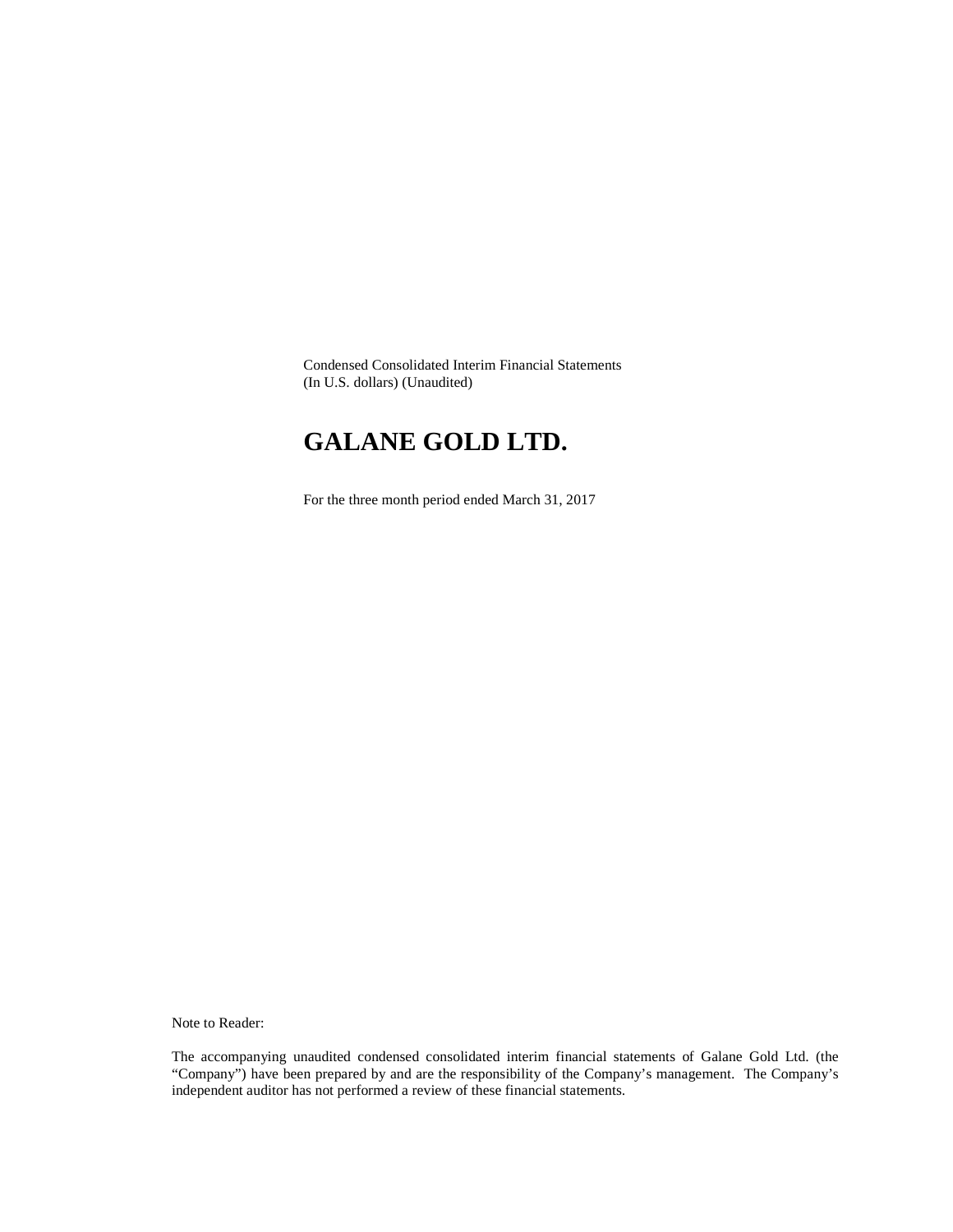Condensed Consolidated Interim Financial Statements
(In U.S. dollars) (Unaudited)

# GALANE GOLD LTD.

For the three month period ended March 31, 2017

Note to Reader:

The accompanying unaudited condensed consolidated interim financial statements of Galane Gold Ltd. (the "Company") have been prepared by and are the responsibility of the Company's management. The Company's independent auditor has not performed a review of these financial statements.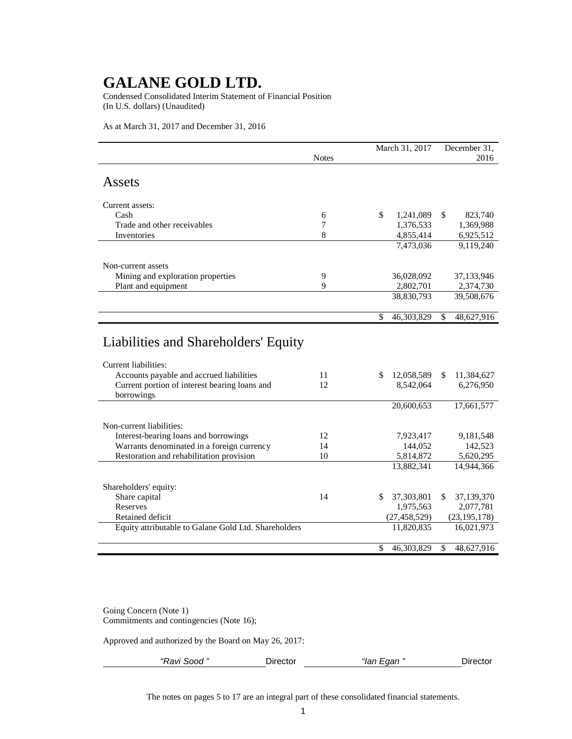# GALANE GOLD LTD.

Condensed Consolidated Interim Statement of Financial Position
(In U.S. dollars) (Unaudited)

As at March 31, 2017 and December 31, 2016

| | Notes | March 31, 2017 | December 31, 2016 |
|---|---|---|---|
| **Assets** | | | |
| Current assets: | | | |
| Cash | 6 | $ 1,241,089 | $ 823,740 |
| Trade and other receivables | 7 | 1,376,533 | 1,369,988 |
| Inventories | 8 | 4,855,414 | 6,925,512 |
| | | 7,473,036 | 9,119,240 |
| Non-current assets | | | |
| Mining and exploration properties | 9 | 36,028,092 | 37,133,946 |
| Plant and equipment | 9 | 2,802,701 | 2,374,730 |
| | | 38,830,793 | 39,508,676 |
| | | $ 46,303,829 | $ 48,627,916 |
| **Liabilities and Shareholders' Equity** | | | |
| Current liabilities: | | | |
| Accounts payable and accrued liabilities | 11 | $ 12,058,589 | $ 11,384,627 |
| Current portion of interest bearing loans and borrowings | 12 | 8,542,064 | 6,276,950 |
| | | 20,600,653 | 17,661,577 |
| Non-current liabilities: | | | |
| Interest-bearing loans and borrowings | 12 | 7,923,417 | 9,181,548 |
| Warrants denominated in a foreign currency | 14 | 144,052 | 142,523 |
| Restoration and rehabilitation provision | 10 | 5,814,872 | 5,620,295 |
| | | 13,882,341 | 14,944,366 |
| Shareholders' equity: | | | |
| Share capital | 14 | $ 37,303,801 | $ 37,139,370 |
| Reserves | | 1,975,563 | 2,077,781 |
| Retained deficit | | (27,458,529) | (23,195,178) |
| Equity attributable to Galane Gold Ltd. Shareholders | | 11,820,835 | 16,021,973 |
| | | $ 46,303,829 | $ 48,627,916 |

Going Concern (Note 1)
Commitments and contingencies (Note 16);

Approved and authorized by the Board on May 26, 2017:

*"Ravi Sood "* Director *"Ian Egan "* Director

The notes on pages 5 to 17 are an integral part of these consolidated financial statements.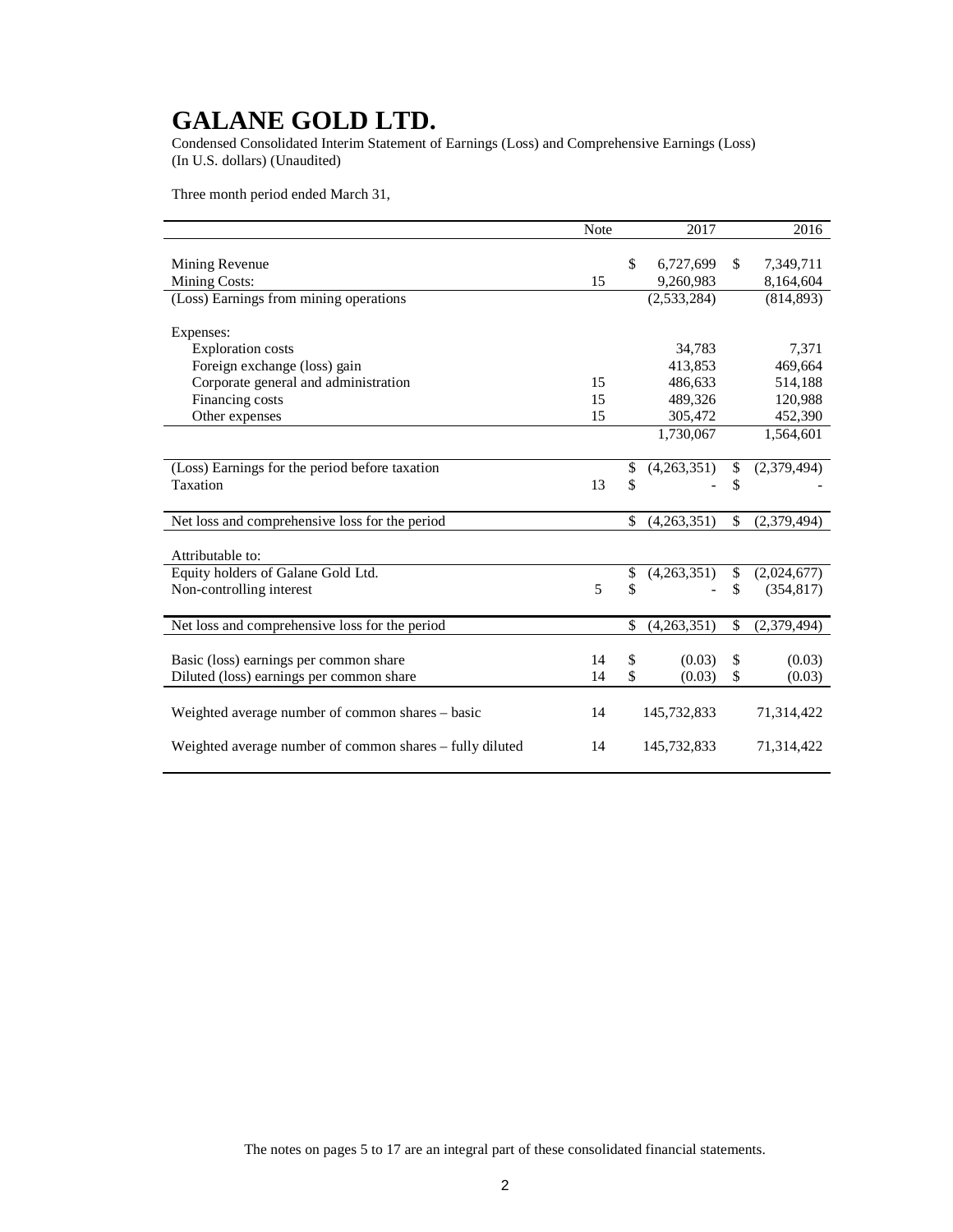# GALANE GOLD LTD.

Condensed Consolidated Interim Statement of Earnings (Loss) and Comprehensive Earnings (Loss)
(In U.S. dollars) (Unaudited)

Three month period ended March 31,

| | Note | 2017 | 2016 |
|---|---|---|---|
| Mining Revenue | | $ 6,727,699 | $ 7,349,711 |
| Mining Costs: | 15 | 9,260,983 | 8,164,604 |
| (Loss) Earnings from mining operations | | (2,533,284) | (814,893) |
| Expenses: | | | |
| Exploration costs | | 34,783 | 7,371 |
| Foreign exchange (loss) gain | | 413,853 | 469,664 |
| Corporate general and administration | 15 | 486,633 | 514,188 |
| Financing costs | 15 | 489,326 | 120,988 |
| Other expenses | 15 | 305,472 | 452,390 |
| | | 1,730,067 | 1,564,601 |
| (Loss) Earnings for the period before taxation | | $ (4,263,351) | $ (2,379,494) |
| Taxation | 13 | $ - | $ - |
| Net loss and comprehensive loss for the period | | $ (4,263,351) | $ (2,379,494) |
| Attributable to: | | | |
| Equity holders of Galane Gold Ltd. | | $ (4,263,351) | $ (2,024,677) |
| Non-controlling interest | 5 | $ - | $ (354,817) |
| Net loss and comprehensive loss for the period | | $ (4,263,351) | $ (2,379,494) |
| Basic (loss) earnings per common share | 14 | $ (0.03) | $ (0.03) |
| Diluted (loss) earnings per common share | 14 | $ (0.03) | $ (0.03) |
| Weighted average number of common shares – basic | 14 | 145,732,833 | 71,314,422 |
| Weighted average number of common shares – fully diluted | 14 | 145,732,833 | 71,314,422 |

The notes on pages 5 to 17 are an integral part of these consolidated financial statements.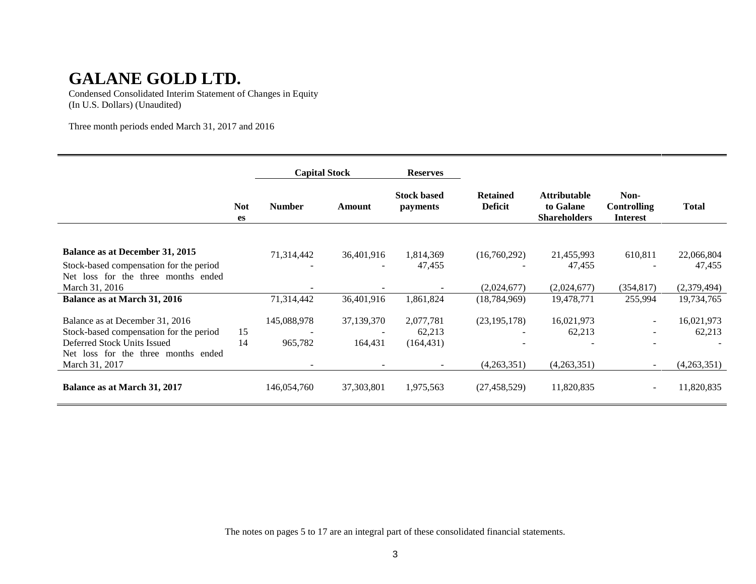# GALANE GOLD LTD.

Condensed Consolidated Interim Statement of Changes in Equity
(In U.S. Dollars) (Unaudited)

Three month periods ended March 31, 2017 and 2016

| | | Capital Stock | | Reserves | | | | |
|---|---|---|---|---|---|---|---|---|
| | Notes | Number | Amount | Stock based payments | Retained Deficit | Attributable to Galane Shareholders | Non-Controlling Interest | Total |
| **Balance as at December 31, 2015** | | 71,314,442 | 36,401,916 | 1,814,369 | (16,760,292) | 21,455,993 | 610,811 | 22,066,804 |
| Stock-based compensation for the period | | - | - | 47,455 | - | 47,455 | - | 47,455 |
| Net loss for the three months ended March 31, 2016 | | - | - | - | (2,024,677) | (2,024,677) | (354,817) | (2,379,494) |
| **Balance as at March 31, 2016** | | 71,314,442 | 36,401,916 | 1,861,824 | (18,784,969) | 19,478,771 | 255,994 | 19,734,765 |
| Balance as at December 31, 2016 | | 145,088,978 | 37,139,370 | 2,077,781 | (23,195,178) | 16,021,973 | - | 16,021,973 |
| Stock-based compensation for the period | 15 | - | - | 62,213 | - | 62,213 | - | 62,213 |
| Deferred Stock Units Issued | 14 | 965,782 | 164,431 | (164,431) | - | - | - | - |
| Net loss for the three months ended March 31, 2017 | | - | - | - | (4,263,351) | (4,263,351) | - | (4,263,351) |
| **Balance as at March 31, 2017** | | 146,054,760 | 37,303,801 | 1,975,563 | (27,458,529) | 11,820,835 | - | 11,820,835 |

The notes on pages 5 to 17 are an integral part of these consolidated financial statements.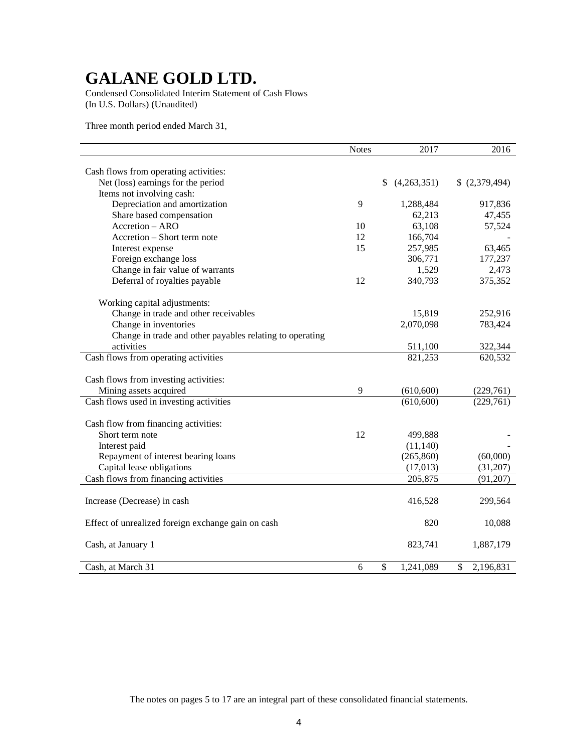# GALANE GOLD LTD.

Condensed Consolidated Interim Statement of Cash Flows
(In U.S. Dollars) (Unaudited)

Three month period ended March 31,

| | Notes | 2017 | 2016 |
|---|---|---|---|
| Cash flows from operating activities: | | | |
| Net (loss) earnings for the period | | $ (4,263,351) | $ (2,379,494) |
| Items not involving cash: | | | |
| Depreciation and amortization | 9 | 1,288,484 | 917,836 |
| Share based compensation | | 62,213 | 47,455 |
| Accretion – ARO | 10 | 63,108 | 57,524 |
| Accretion – Short term note | 12 | 166,704 | - |
| Interest expense | 15 | 257,985 | 63,465 |
| Foreign exchange loss | | 306,771 | 177,237 |
| Change in fair value of warrants | | 1,529 | 2,473 |
| Deferral of royalties payable | 12 | 340,793 | 375,352 |
| Working capital adjustments: | | | |
| Change in trade and other receivables | | 15,819 | 252,916 |
| Change in inventories | | 2,070,098 | 783,424 |
| Change in trade and other payables relating to operating activities | | 511,100 | 322,344 |
| Cash flows from operating activities | | 821,253 | 620,532 |
| Cash flows from investing activities: | | | |
| Mining assets acquired | 9 | (610,600) | (229,761) |
| Cash flows used in investing activities | | (610,600) | (229,761) |
| Cash flow from financing activities: | | | |
| Short term note | 12 | 499,888 | - |
| Interest paid | | (11,140) | - |
| Repayment of interest bearing loans | | (265,860) | (60,000) |
| Capital lease obligations | | (17,013) | (31,207) |
| Cash flows from financing activities | | 205,875 | (91,207) |
| Increase (Decrease) in cash | | 416,528 | 299,564 |
| Effect of unrealized foreign exchange gain on cash | | 820 | 10,088 |
| Cash, at January 1 | | 823,741 | 1,887,179 |
| Cash, at March 31 | 6 | $ 1,241,089 | $ 2,196,831 |

The notes on pages 5 to 17 are an integral part of these consolidated financial statements.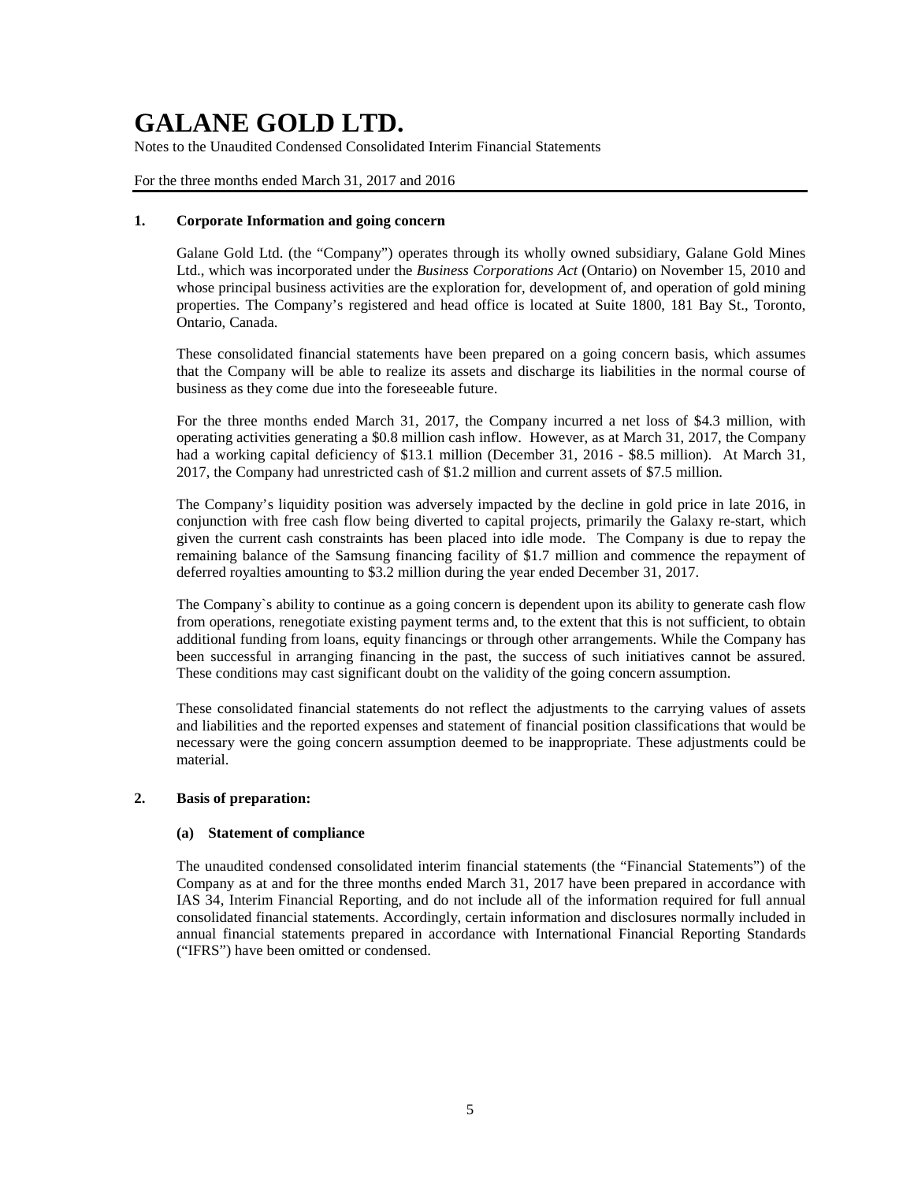# GALANE GOLD LTD.

Notes to the Unaudited Condensed Consolidated Interim Financial Statements

For the three months ended March 31, 2017 and 2016

## 1. Corporate Information and going concern

Galane Gold Ltd. (the "Company") operates through its wholly owned subsidiary, Galane Gold Mines Ltd., which was incorporated under the *Business Corporations Act* (Ontario) on November 15, 2010 and whose principal business activities are the exploration for, development of, and operation of gold mining properties. The Company's registered and head office is located at Suite 1800, 181 Bay St., Toronto, Ontario, Canada.

These consolidated financial statements have been prepared on a going concern basis, which assumes that the Company will be able to realize its assets and discharge its liabilities in the normal course of business as they come due into the foreseeable future.

For the three months ended March 31, 2017, the Company incurred a net loss of $4.3 million, with operating activities generating a $0.8 million cash inflow. However, as at March 31, 2017, the Company had a working capital deficiency of $13.1 million (December 31, 2016 - $8.5 million). At March 31, 2017, the Company had unrestricted cash of $1.2 million and current assets of $7.5 million.

The Company's liquidity position was adversely impacted by the decline in gold price in late 2016, in conjunction with free cash flow being diverted to capital projects, primarily the Galaxy re-start, which given the current cash constraints has been placed into idle mode. The Company is due to repay the remaining balance of the Samsung financing facility of $1.7 million and commence the repayment of deferred royalties amounting to $3.2 million during the year ended December 31, 2017.

The Company`s ability to continue as a going concern is dependent upon its ability to generate cash flow from operations, renegotiate existing payment terms and, to the extent that this is not sufficient, to obtain additional funding from loans, equity financings or through other arrangements. While the Company has been successful in arranging financing in the past, the success of such initiatives cannot be assured. These conditions may cast significant doubt on the validity of the going concern assumption.

These consolidated financial statements do not reflect the adjustments to the carrying values of assets and liabilities and the reported expenses and statement of financial position classifications that would be necessary were the going concern assumption deemed to be inappropriate. These adjustments could be material.

## 2. Basis of preparation:

### (a) Statement of compliance

The unaudited condensed consolidated interim financial statements (the "Financial Statements") of the Company as at and for the three months ended March 31, 2017 have been prepared in accordance with IAS 34, Interim Financial Reporting, and do not include all of the information required for full annual consolidated financial statements. Accordingly, certain information and disclosures normally included in annual financial statements prepared in accordance with International Financial Reporting Standards ("IFRS") have been omitted or condensed.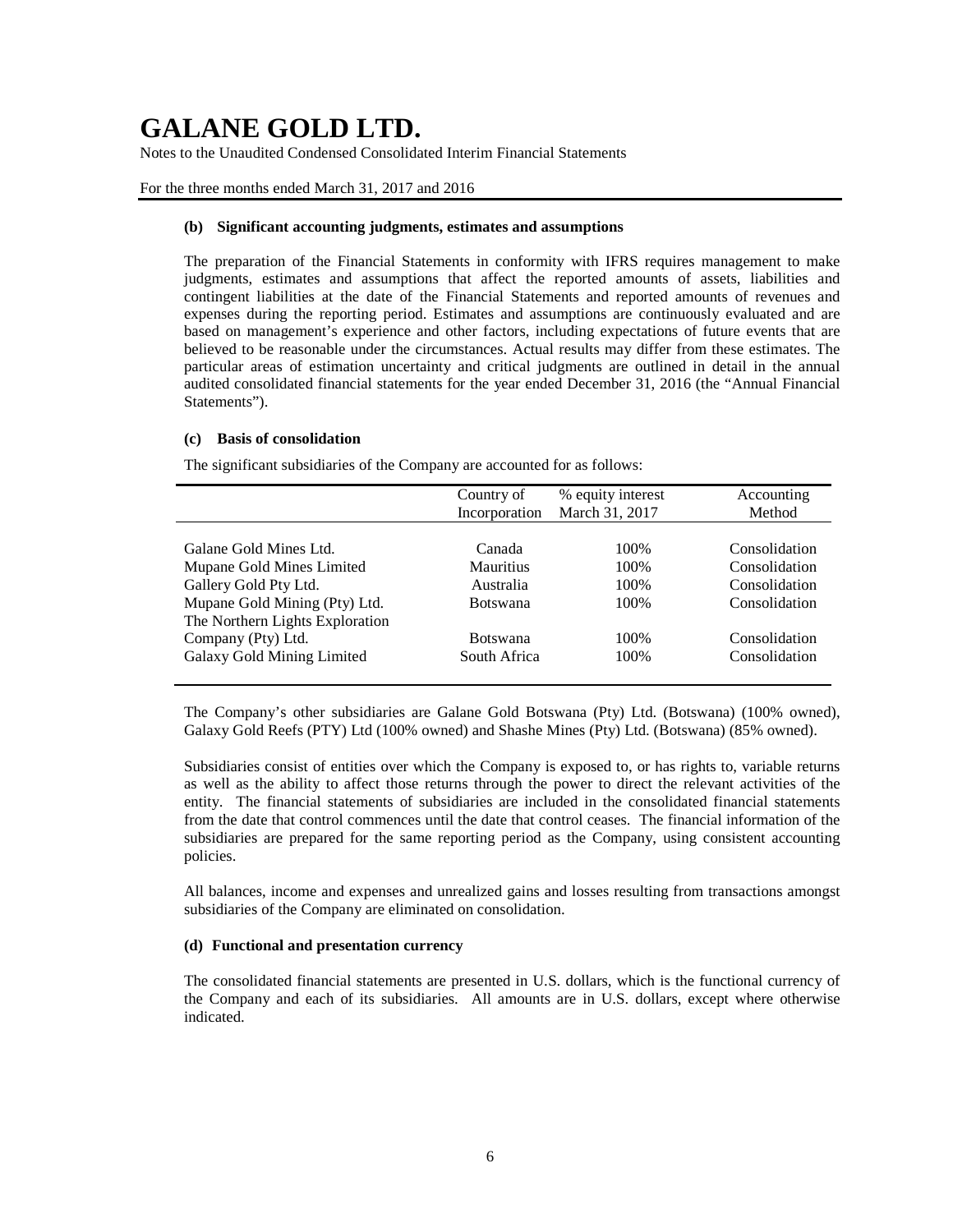**(b) Significant accounting judgments, estimates and assumptions**

The preparation of the Financial Statements in conformity with IFRS requires management to make judgments, estimates and assumptions that affect the reported amounts of assets, liabilities and contingent liabilities at the date of the Financial Statements and reported amounts of revenues and expenses during the reporting period. Estimates and assumptions are continuously evaluated and are based on management's experience and other factors, including expectations of future events that are believed to be reasonable under the circumstances. Actual results may differ from these estimates. The particular areas of estimation uncertainty and critical judgments are outlined in detail in the annual audited consolidated financial statements for the year ended December 31, 2016 (the "Annual Financial Statements").

**(c) Basis of consolidation**

The significant subsidiaries of the Company are accounted for as follows:

| | Country of Incorporation | % equity interest March 31, 2017 | Accounting Method |
|---|---|---|---|
| Galane Gold Mines Ltd. | Canada | 100% | Consolidation |
| Mupane Gold Mines Limited | Mauritius | 100% | Consolidation |
| Gallery Gold Pty Ltd. | Australia | 100% | Consolidation |
| Mupane Gold Mining (Pty) Ltd. | Botswana | 100% | Consolidation |
| The Northern Lights Exploration Company (Pty) Ltd. | Botswana | 100% | Consolidation |
| Galaxy Gold Mining Limited | South Africa | 100% | Consolidation |

The Company's other subsidiaries are Galane Gold Botswana (Pty) Ltd. (Botswana) (100% owned), Galaxy Gold Reefs (PTY) Ltd (100% owned) and Shashe Mines (Pty) Ltd. (Botswana) (85% owned).

Subsidiaries consist of entities over which the Company is exposed to, or has rights to, variable returns as well as the ability to affect those returns through the power to direct the relevant activities of the entity. The financial statements of subsidiaries are included in the consolidated financial statements from the date that control commences until the date that control ceases. The financial information of the subsidiaries are prepared for the same reporting period as the Company, using consistent accounting policies.

All balances, income and expenses and unrealized gains and losses resulting from transactions amongst subsidiaries of the Company are eliminated on consolidation.

**(d) Functional and presentation currency**

The consolidated financial statements are presented in U.S. dollars, which is the functional currency of the Company and each of its subsidiaries. All amounts are in U.S. dollars, except where otherwise indicated.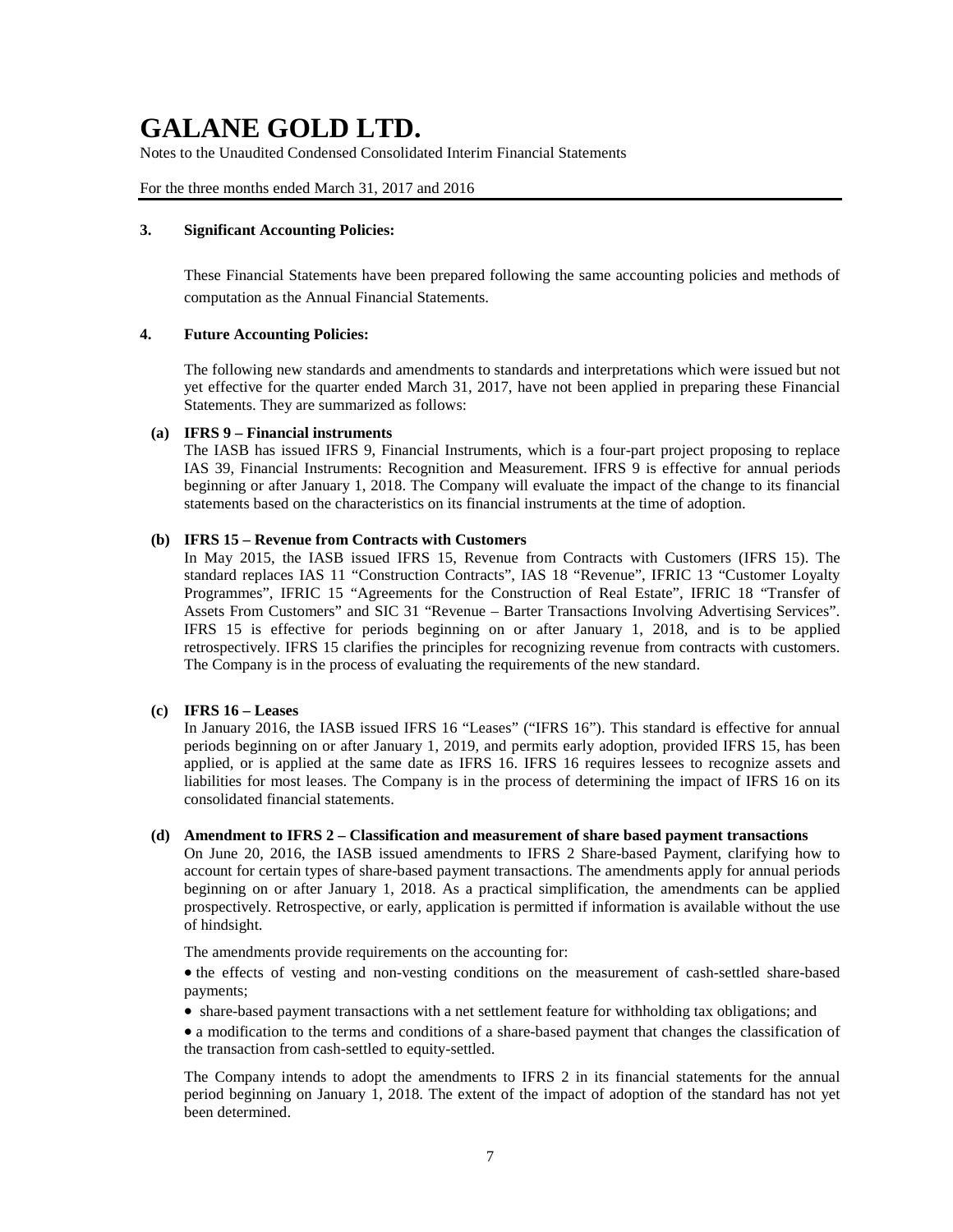# GALANE GOLD LTD.

Notes to the Unaudited Condensed Consolidated Interim Financial Statements

For the three months ended March 31, 2017 and 2016

### 3. Significant Accounting Policies:

These Financial Statements have been prepared following the same accounting policies and methods of computation as the Annual Financial Statements.

### 4. Future Accounting Policies:

The following new standards and amendments to standards and interpretations which were issued but not yet effective for the quarter ended March 31, 2017, have not been applied in preparing these Financial Statements. They are summarized as follows:

**(a) IFRS 9 – Financial instruments**

The IASB has issued IFRS 9, Financial Instruments, which is a four-part project proposing to replace IAS 39, Financial Instruments: Recognition and Measurement. IFRS 9 is effective for annual periods beginning or after January 1, 2018. The Company will evaluate the impact of the change to its financial statements based on the characteristics on its financial instruments at the time of adoption.

**(b) IFRS 15 – Revenue from Contracts with Customers**

In May 2015, the IASB issued IFRS 15, Revenue from Contracts with Customers (IFRS 15). The standard replaces IAS 11 "Construction Contracts", IAS 18 "Revenue", IFRIC 13 "Customer Loyalty Programmes", IFRIC 15 "Agreements for the Construction of Real Estate", IFRIC 18 "Transfer of Assets From Customers" and SIC 31 "Revenue – Barter Transactions Involving Advertising Services". IFRS 15 is effective for periods beginning on or after January 1, 2018, and is to be applied retrospectively. IFRS 15 clarifies the principles for recognizing revenue from contracts with customers. The Company is in the process of evaluating the requirements of the new standard.

**(c) IFRS 16 – Leases**

In January 2016, the IASB issued IFRS 16 "Leases" ("IFRS 16"). This standard is effective for annual periods beginning on or after January 1, 2019, and permits early adoption, provided IFRS 15, has been applied, or is applied at the same date as IFRS 16. IFRS 16 requires lessees to recognize assets and liabilities for most leases. The Company is in the process of determining the impact of IFRS 16 on its consolidated financial statements.

**(d) Amendment to IFRS 2 – Classification and measurement of share based payment transactions**

On June 20, 2016, the IASB issued amendments to IFRS 2 Share-based Payment, clarifying how to account for certain types of share-based payment transactions. The amendments apply for annual periods beginning on or after January 1, 2018. As a practical simplification, the amendments can be applied prospectively. Retrospective, or early, application is permitted if information is available without the use of hindsight.

The amendments provide requirements on the accounting for:

- the effects of vesting and non-vesting conditions on the measurement of cash-settled share-based payments;
- share-based payment transactions with a net settlement feature for withholding tax obligations; and
- a modification to the terms and conditions of a share-based payment that changes the classification of the transaction from cash-settled to equity-settled.

The Company intends to adopt the amendments to IFRS 2 in its financial statements for the annual period beginning on January 1, 2018. The extent of the impact of adoption of the standard has not yet been determined.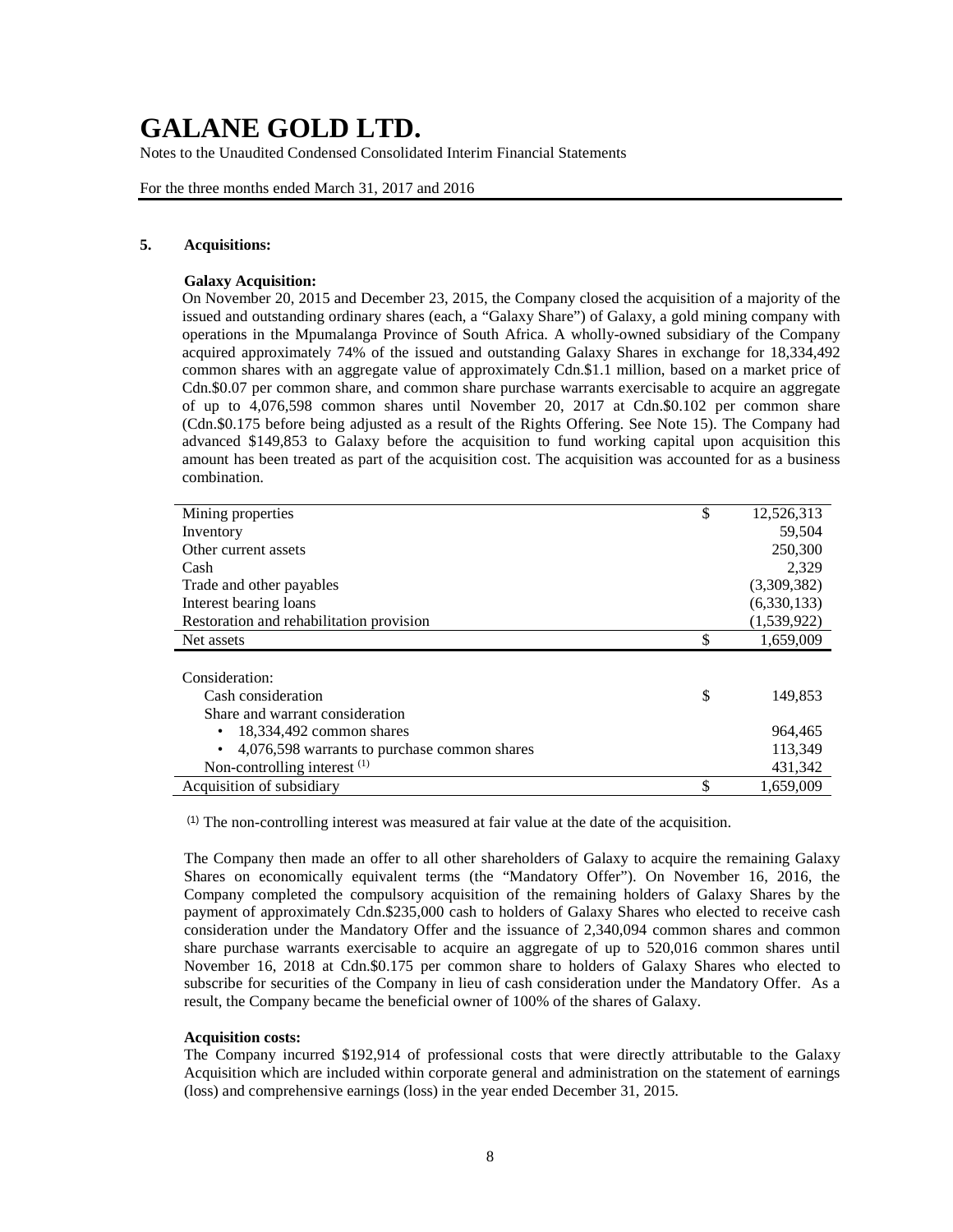### 5. Acquisitions:

**Galaxy Acquisition:**

On November 20, 2015 and December 23, 2015, the Company closed the acquisition of a majority of the issued and outstanding ordinary shares (each, a "Galaxy Share") of Galaxy, a gold mining company with operations in the Mpumalanga Province of South Africa. A wholly-owned subsidiary of the Company acquired approximately 74% of the issued and outstanding Galaxy Shares in exchange for 18,334,492 common shares with an aggregate value of approximately Cdn.$1.1 million, based on a market price of Cdn.$0.07 per common share, and common share purchase warrants exercisable to acquire an aggregate of up to 4,076,598 common shares until November 20, 2017 at Cdn.$0.102 per common share (Cdn.$0.175 before being adjusted as a result of the Rights Offering. See Note 15). The Company had advanced $149,853 to Galaxy before the acquisition to fund working capital upon acquisition this amount has been treated as part of the acquisition cost. The acquisition was accounted for as a business combination.

| | | |
|---|---|---|
| Mining properties | $ | 12,526,313 |
| Inventory | | 59,504 |
| Other current assets | | 250,300 |
| Cash | | 2,329 |
| Trade and other payables | | (3,309,382) |
| Interest bearing loans | | (6,330,133) |
| Restoration and rehabilitation provision | | (1,539,922) |
| Net assets | $ | 1,659,009 |
| | | |
| Consideration: | | |
| Cash consideration | $ | 149,853 |
| Share and warrant consideration | | |
| • 18,334,492 common shares | | 964,465 |
| • 4,076,598 warrants to purchase common shares | | 113,349 |
| Non-controlling interest [1] | | 431,342 |
| Acquisition of subsidiary | $ | 1,659,009 |

[1] The non-controlling interest was measured at fair value at the date of the acquisition.

The Company then made an offer to all other shareholders of Galaxy to acquire the remaining Galaxy Shares on economically equivalent terms (the "Mandatory Offer"). On November 16, 2016, the Company completed the compulsory acquisition of the remaining holders of Galaxy Shares by the payment of approximately Cdn.$235,000 cash to holders of Galaxy Shares who elected to receive cash consideration under the Mandatory Offer and the issuance of 2,340,094 common shares and common share purchase warrants exercisable to acquire an aggregate of up to 520,016 common shares until November 16, 2018 at Cdn.$0.175 per common share to holders of Galaxy Shares who elected to subscribe for securities of the Company in lieu of cash consideration under the Mandatory Offer. As a result, the Company became the beneficial owner of 100% of the shares of Galaxy.

**Acquisition costs:**

The Company incurred $192,914 of professional costs that were directly attributable to the Galaxy Acquisition which are included within corporate general and administration on the statement of earnings (loss) and comprehensive earnings (loss) in the year ended December 31, 2015.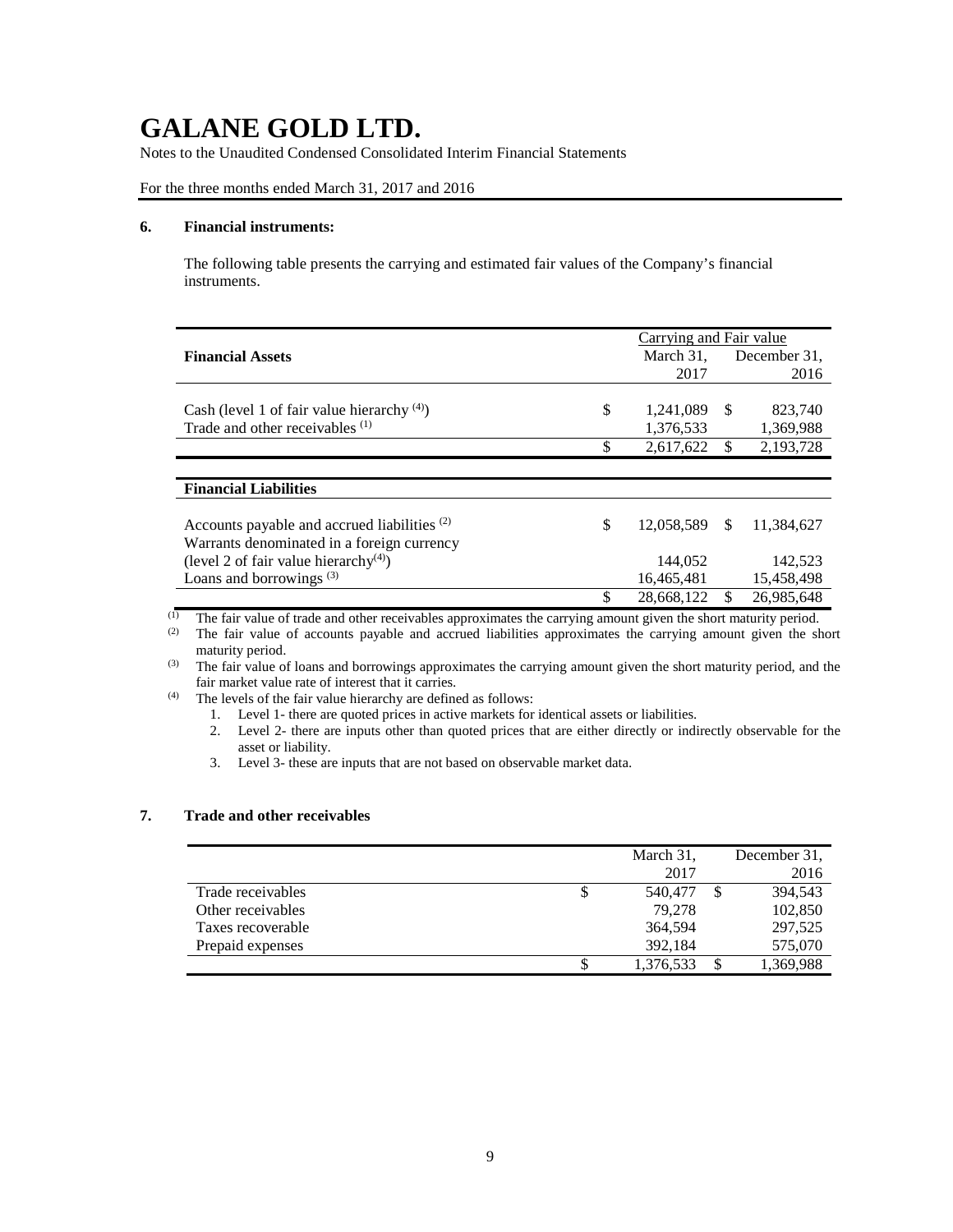# GALANE GOLD LTD.

Notes to the Unaudited Condensed Consolidated Interim Financial Statements

For the three months ended March 31, 2017 and 2016

### 6. Financial instruments:

The following table presents the carrying and estimated fair values of the Company's financial instruments.

| | Carrying and Fair value | |
|---|---|---|
| **Financial Assets** | March 31, 2017 | December 31, 2016 |
| Cash (level 1 of fair value hierarchy [(4)]) | $ 1,241,089 | $ 823,740 |
| Trade and other receivables [(1)] | 1,376,533 | 1,369,988 |
| | $ 2,617,622 | $ 2,193,728 |
| **Financial Liabilities** | | |
| Accounts payable and accrued liabilities [(2)] | $ 12,058,589 | $ 11,384,627 |
| Warrants denominated in a foreign currency (level 2 of fair value hierarchy[(4)]) | 144,052 | 142,523 |
| Loans and borrowings [(3)] | 16,465,481 | 15,458,498 |
| | $ 28,668,122 | $ 26,985,648 |

[(1)] The fair value of trade and other receivables approximates the carrying amount given the short maturity period.

[(2)] The fair value of accounts payable and accrued liabilities approximates the carrying amount given the short maturity period.

[(3)] The fair value of loans and borrowings approximates the carrying amount given the short maturity period, and the fair market value rate of interest that it carries.

[(4)] The levels of the fair value hierarchy are defined as follows:

1. Level 1- there are quoted prices in active markets for identical assets or liabilities.
2. Level 2- there are inputs other than quoted prices that are either directly or indirectly observable for the asset or liability.
3. Level 3- these are inputs that are not based on observable market data.

### 7. Trade and other receivables

| | March 31, 2017 | December 31, 2016 |
|---|---|---|
| Trade receivables | $ 540,477 | $ 394,543 |
| Other receivables | 79,278 | 102,850 |
| Taxes recoverable | 364,594 | 297,525 |
| Prepaid expenses | 392,184 | 575,070 |
| | $ 1,376,533 | $ 1,369,988 |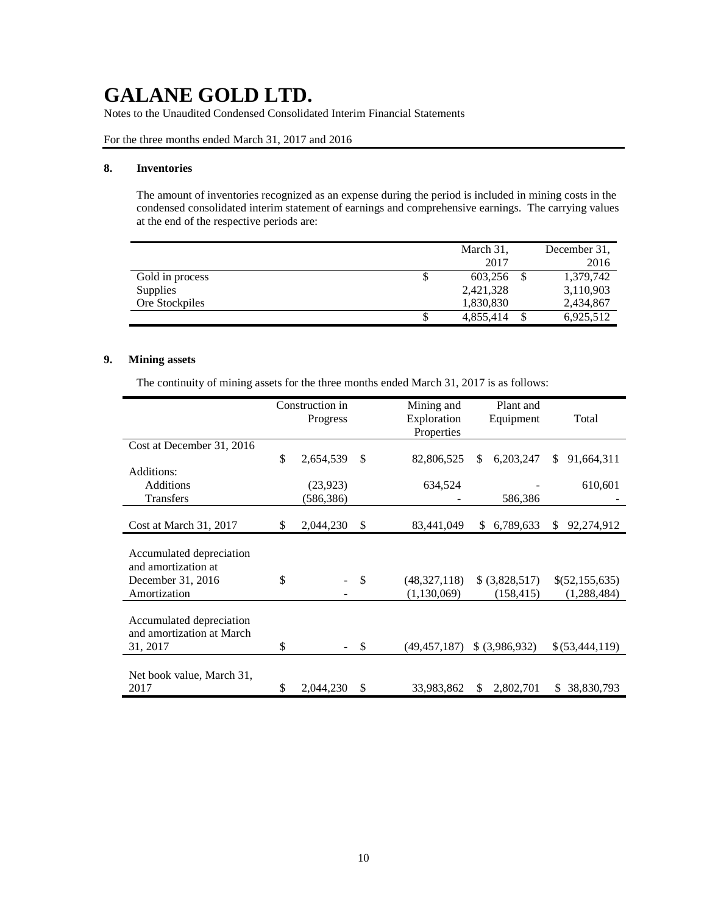# GALANE GOLD LTD.

Notes to the Unaudited Condensed Consolidated Interim Financial Statements

For the three months ended March 31, 2017 and 2016

## 8. Inventories

The amount of inventories recognized as an expense during the period is included in mining costs in the condensed consolidated interim statement of earnings and comprehensive earnings. The carrying values at the end of the respective periods are:

| | March 31, 2017 | December 31, 2016 |
|---|---|---|
| Gold in process | $ 603,256 | $ 1,379,742 |
| Supplies | 2,421,328 | 3,110,903 |
| Ore Stockpiles | 1,830,830 | 2,434,867 |
| | $ 4,855,414 | $ 6,925,512 |

## 9. Mining assets

The continuity of mining assets for the three months ended March 31, 2017 is as follows:

| | Construction in Progress | Mining and Exploration Properties | Plant and Equipment | Total |
|---|---|---|---|---|
| Cost at December 31, 2016 | $ 2,654,539 | $ 82,806,525 | $ 6,203,247 | $ 91,664,311 |
| Additions: | | | | |
| Additions | (23,923) | 634,524 | - | 610,601 |
| Transfers | (586,386) | - | 586,386 | - |
| Cost at March 31, 2017 | $ 2,044,230 | $ 83,441,049 | $ 6,789,633 | $ 92,274,912 |
| Accumulated depreciation and amortization at December 31, 2016 | $ - | $ (48,327,118) | $ (3,828,517) | $(52,155,635) |
| Amortization | - | (1,130,069) | (158,415) | (1,288,484) |
| Accumulated depreciation and amortization at March 31, 2017 | $ - | $ (49,457,187) | $ (3,986,932) | $ (53,444,119) |
| Net book value, March 31, 2017 | $ 2,044,230 | $ 33,983,862 | $ 2,802,701 | $ 38,830,793 |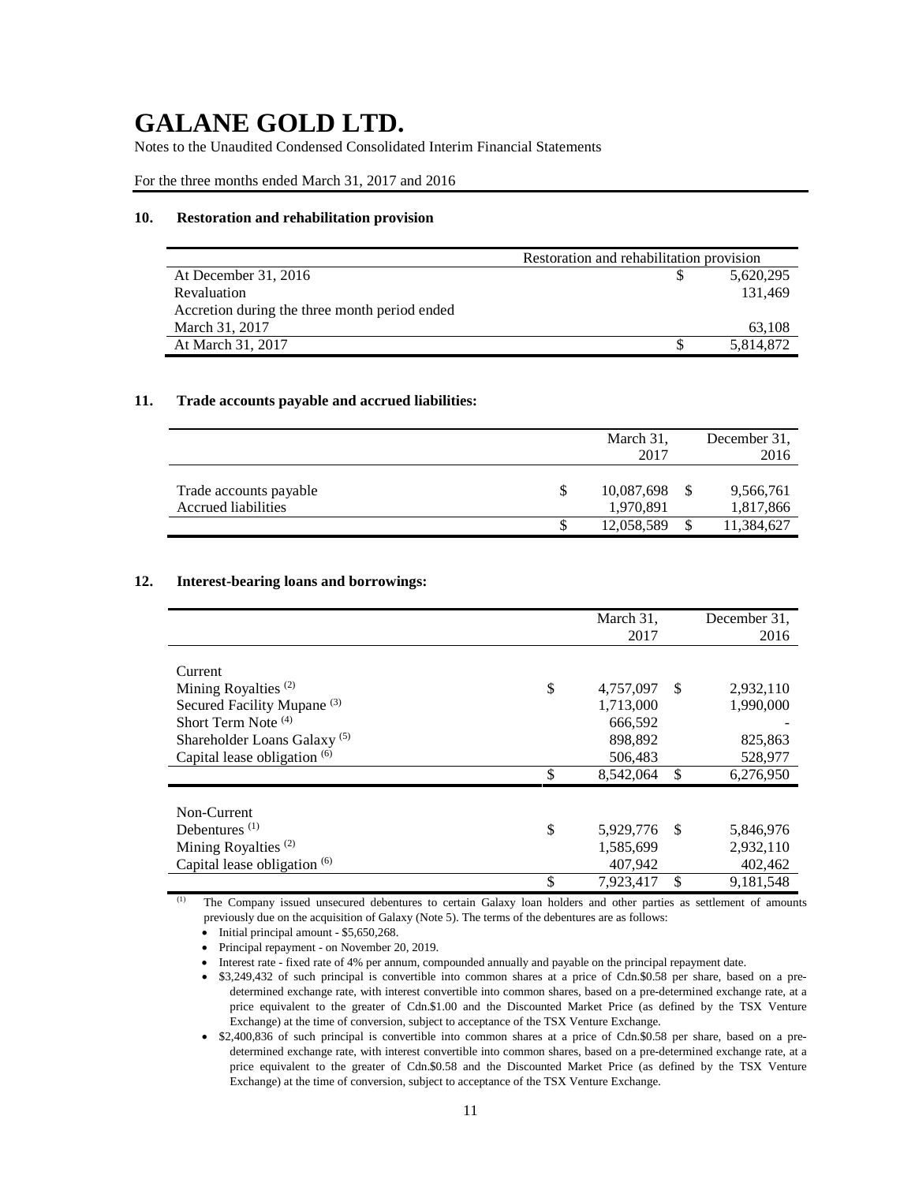# GALANE GOLD LTD.

Notes to the Unaudited Condensed Consolidated Interim Financial Statements

For the three months ended March 31, 2017 and 2016

### 10. Restoration and rehabilitation provision

| | Restoration and rehabilitation provision |
|---|---|
| At December 31, 2016 | $ 5,620,295 |
| Revaluation | 131,469 |
| Accretion during the three month period ended March 31, 2017 | 63,108 |
| At March 31, 2017 | $ 5,814,872 |

### 11. Trade accounts payable and accrued liabilities:

| | March 31, 2017 | December 31, 2016 |
|---|---|---|
| Trade accounts payable | $ 10,087,698 | $ 9,566,761 |
| Accrued liabilities | 1,970,891 | 1,817,866 |
| | $ 12,058,589 | $ 11,384,627 |

### 12. Interest-bearing loans and borrowings:

| | March 31, 2017 | December 31, 2016 |
|---|---|---|
| Current | | |
| Mining Royalties [(2)] | $ 4,757,097 | $ 2,932,110 |
| Secured Facility Mupane [(3)] | 1,713,000 | 1,990,000 |
| Short Term Note [(4)] | 666,592 | - |
| Shareholder Loans Galaxy [(5)] | 898,892 | 825,863 |
| Capital lease obligation [(6)] | 506,483 | 528,977 |
| | $ 8,542,064 | $ 6,276,950 |
| Non-Current | | |
| Debentures [(1)] | $ 5,929,776 | $ 5,846,976 |
| Mining Royalties [(2)] | 1,585,699 | 2,932,110 |
| Capital lease obligation [(6)] | 407,942 | 402,462 |
| | $ 7,923,417 | $ 9,181,548 |

(1) The Company issued unsecured debentures to certain Galaxy loan holders and other parties as settlement of amounts previously due on the acquisition of Galaxy (Note 5). The terms of the debentures are as follows:

- Initial principal amount - $5,650,268.
- Principal repayment - on November 20, 2019.
- Interest rate - fixed rate of 4% per annum, compounded annually and payable on the principal repayment date.
- $3,249,432 of such principal is convertible into common shares at a price of Cdn.$0.58 per share, based on a pre-determined exchange rate, with interest convertible into common shares, based on a pre-determined exchange rate, at a price equivalent to the greater of Cdn.$1.00 and the Discounted Market Price (as defined by the TSX Venture Exchange) at the time of conversion, subject to acceptance of the TSX Venture Exchange.
- $2,400,836 of such principal is convertible into common shares at a price of Cdn.$0.58 per share, based on a pre-determined exchange rate, with interest convertible into common shares, based on a pre-determined exchange rate, at a price equivalent to the greater of Cdn.$0.58 and the Discounted Market Price (as defined by the TSX Venture Exchange) at the time of conversion, subject to acceptance of the TSX Venture Exchange.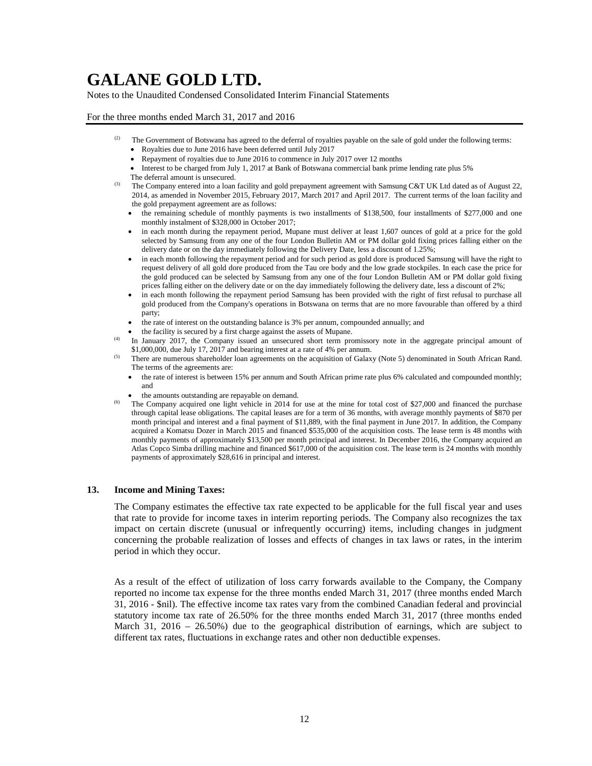(2) The Government of Botswana has agreed to the deferral of royalties payable on the sale of gold under the following terms:

- Royalties due to June 2016 have been deferred until July 2017
- Repayment of royalties due to June 2016 to commence in July 2017 over 12 months
- Interest to be charged from July 1, 2017 at Bank of Botswana commercial bank prime lending rate plus 5%

The deferral amount is unsecured.

(3) The Company entered into a loan facility and gold prepayment agreement with Samsung C&T UK Ltd dated as of August 22, 2014, as amended in November 2015, February 2017, March 2017 and April 2017. The current terms of the loan facility and the gold prepayment agreement are as follows:

- the remaining schedule of monthly payments is two installments of $138,500, four installments of $277,000 and one monthly instalment of $328,000 in October 2017;
- in each month during the repayment period, Mupane must deliver at least 1,607 ounces of gold at a price for the gold selected by Samsung from any one of the four London Bulletin AM or PM dollar gold fixing prices falling either on the delivery date or on the day immediately following the Delivery Date, less a discount of 1.25%;
- in each month following the repayment period and for such period as gold dore is produced Samsung will have the right to request delivery of all gold dore produced from the Tau ore body and the low grade stockpiles. In each case the price for the gold produced can be selected by Samsung from any one of the four London Bulletin AM or PM dollar gold fixing prices falling either on the delivery date or on the day immediately following the delivery date, less a discount of 2%;
- in each month following the repayment period Samsung has been provided with the right of first refusal to purchase all gold produced from the Company's operations in Botswana on terms that are no more favourable than offered by a third party;
- the rate of interest on the outstanding balance is 3% per annum, compounded annually; and
- the facility is secured by a first charge against the assets of Mupane.

(4) In January 2017, the Company issued an unsecured short term promissory note in the aggregate principal amount of $1,000,000, due July 17, 2017 and bearing interest at a rate of 4% per annum.

(5) There are numerous shareholder loan agreements on the acquisition of Galaxy (Note 5) denominated in South African Rand. The terms of the agreements are:

- the rate of interest is between 15% per annum and South African prime rate plus 6% calculated and compounded monthly; and
- the amounts outstanding are repayable on demand.

(6) The Company acquired one light vehicle in 2014 for use at the mine for total cost of $27,000 and financed the purchase through capital lease obligations. The capital leases are for a term of 36 months, with average monthly payments of $870 per month principal and interest and a final payment of $11,889, with the final payment in June 2017. In addition, the Company acquired a Komatsu Dozer in March 2015 and financed $535,000 of the acquisition costs. The lease term is 48 months with monthly payments of approximately $13,500 per month principal and interest. In December 2016, the Company acquired an Atlas Copco Simba drilling machine and financed $617,000 of the acquisition cost. The lease term is 24 months with monthly payments of approximately $28,616 in principal and interest.

## 13. Income and Mining Taxes:

The Company estimates the effective tax rate expected to be applicable for the full fiscal year and uses that rate to provide for income taxes in interim reporting periods. The Company also recognizes the tax impact on certain discrete (unusual or infrequently occurring) items, including changes in judgment concerning the probable realization of losses and effects of changes in tax laws or rates, in the interim period in which they occur.

As a result of the effect of utilization of loss carry forwards available to the Company, the Company reported no income tax expense for the three months ended March 31, 2017 (three months ended March 31, 2016 - $nil). The effective income tax rates vary from the combined Canadian federal and provincial statutory income tax rate of 26.50% for the three months ended March 31, 2017 (three months ended March 31, 2016 – 26.50%) due to the geographical distribution of earnings, which are subject to different tax rates, fluctuations in exchange rates and other non deductible expenses.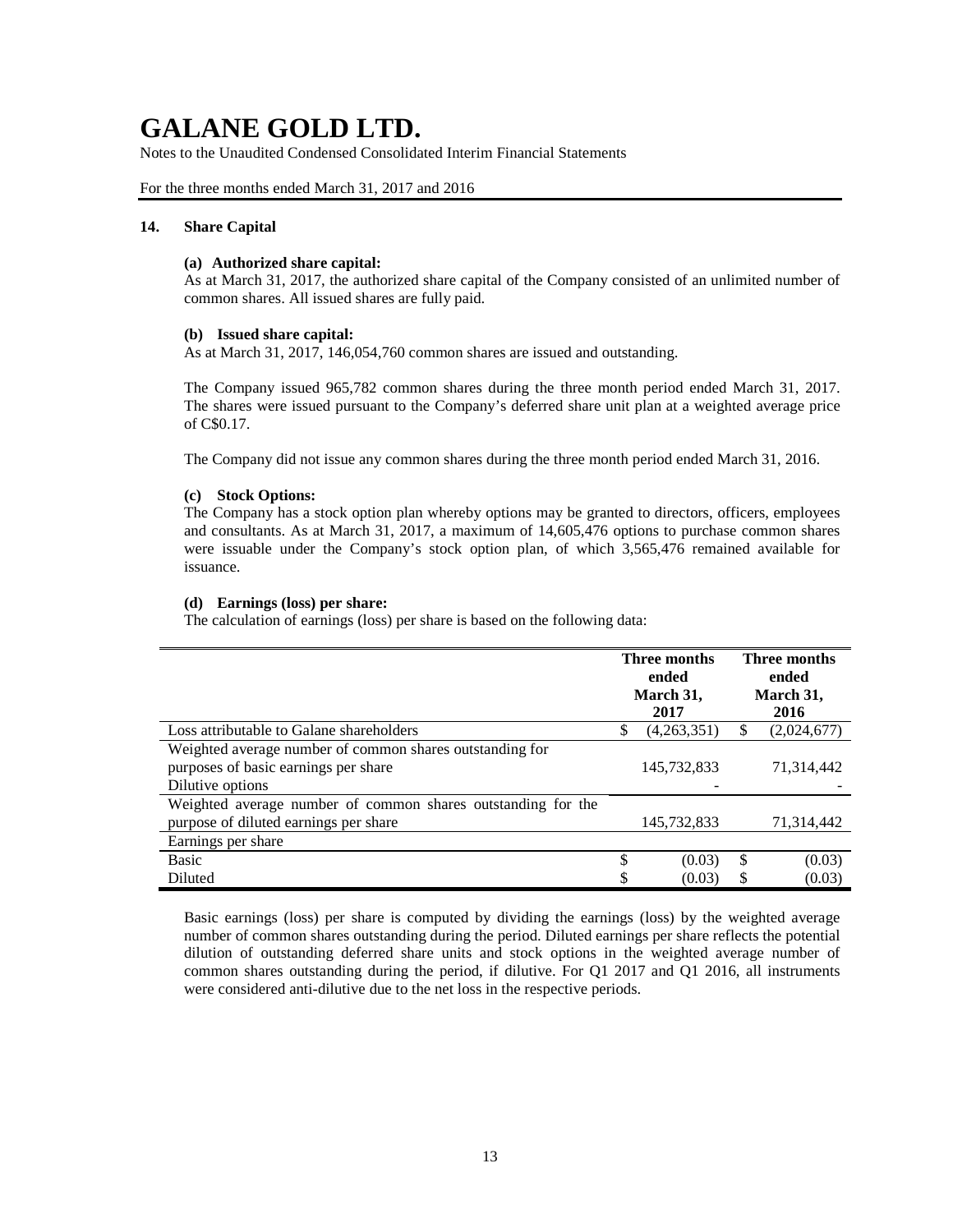# GALANE GOLD LTD.

Notes to the Unaudited Condensed Consolidated Interim Financial Statements

For the three months ended March 31, 2017 and 2016

## 14. Share Capital

**(a) Authorized share capital:**

As at March 31, 2017, the authorized share capital of the Company consisted of an unlimited number of common shares. All issued shares are fully paid.

**(b) Issued share capital:**

As at March 31, 2017, 146,054,760 common shares are issued and outstanding.

The Company issued 965,782 common shares during the three month period ended March 31, 2017. The shares were issued pursuant to the Company's deferred share unit plan at a weighted average price of C$0.17.

The Company did not issue any common shares during the three month period ended March 31, 2016.

**(c) Stock Options:**

The Company has a stock option plan whereby options may be granted to directors, officers, employees and consultants. As at March 31, 2017, a maximum of 14,605,476 options to purchase common shares were issuable under the Company's stock option plan, of which 3,565,476 remained available for issuance.

**(d) Earnings (loss) per share:**

The calculation of earnings (loss) per share is based on the following data:

| | Three months ended March 31, 2017 | Three months ended March 31, 2016 |
|---|---|---|
| Loss attributable to Galane shareholders | $ (4,263,351) | $ (2,024,677) |
| Weighted average number of common shares outstanding for purposes of basic earnings per share | 145,732,833 | 71,314,442 |
| Dilutive options | - | - |
| Weighted average number of common shares outstanding for the purpose of diluted earnings per share | 145,732,833 | 71,314,442 |
| Earnings per share | | |
| Basic | $ (0.03) | $ (0.03) |
| Diluted | $ (0.03) | $ (0.03) |

Basic earnings (loss) per share is computed by dividing the earnings (loss) by the weighted average number of common shares outstanding during the period. Diluted earnings per share reflects the potential dilution of outstanding deferred share units and stock options in the weighted average number of common shares outstanding during the period, if dilutive. For Q1 2017 and Q1 2016, all instruments were considered anti-dilutive due to the net loss in the respective periods.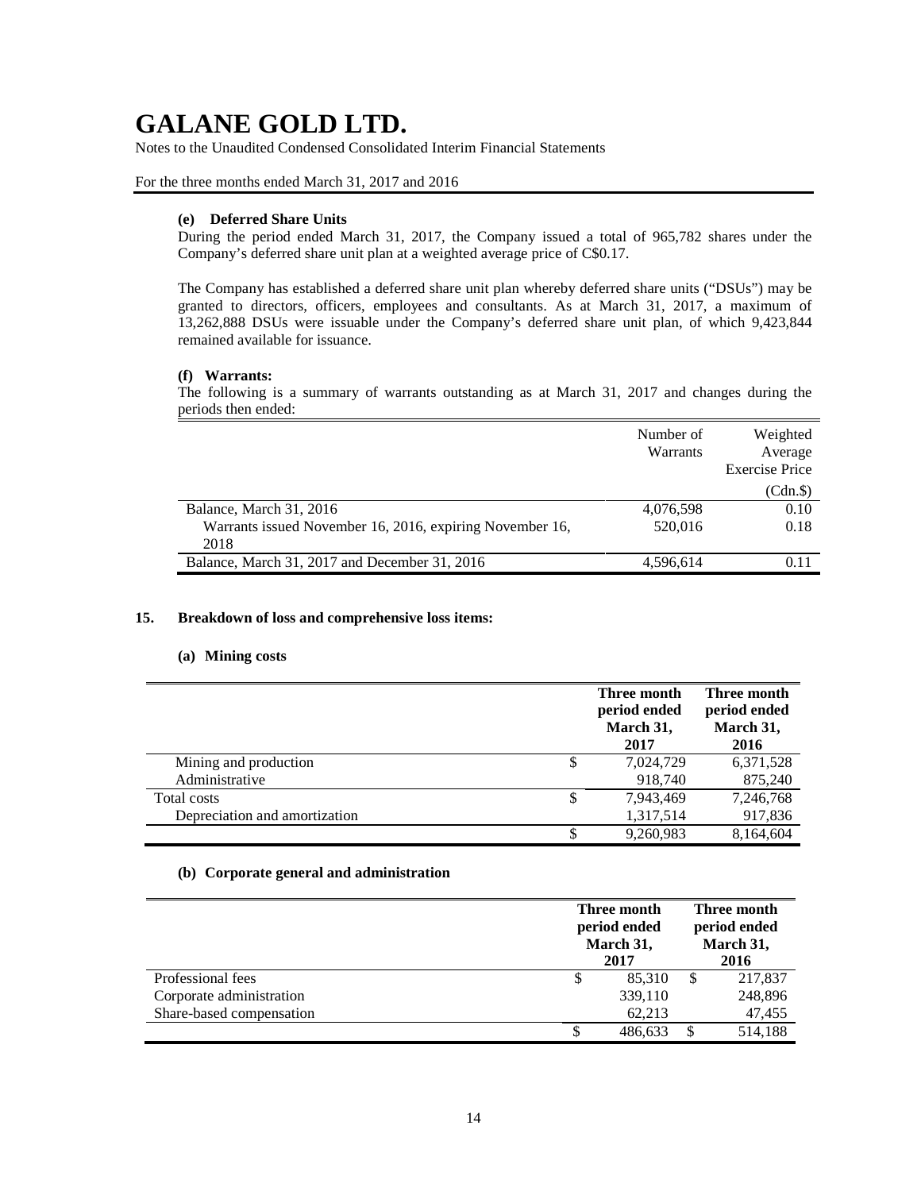# GALANE GOLD LTD.

Notes to the Unaudited Condensed Consolidated Interim Financial Statements

For the three months ended March 31, 2017 and 2016

**(e) Deferred Share Units**

During the period ended March 31, 2017, the Company issued a total of 965,782 shares under the Company's deferred share unit plan at a weighted average price of C$0.17.

The Company has established a deferred share unit plan whereby deferred share units ("DSUs") may be granted to directors, officers, employees and consultants. As at March 31, 2017, a maximum of 13,262,888 DSUs were issuable under the Company's deferred share unit plan, of which 9,423,844 remained available for issuance.

**(f) Warrants:**

The following is a summary of warrants outstanding as at March 31, 2017 and changes during the periods then ended:

| | Number of Warrants | Weighted Average Exercise Price (Cdn.$) |
|---|---|---|
| Balance, March 31, 2016 | 4,076,598 | 0.10 |
| Warrants issued November 16, 2016, expiring November 16, 2018 | 520,016 | 0.18 |
| Balance, March 31, 2017 and December 31, 2016 | 4,596,614 | 0.11 |

## 15. Breakdown of loss and comprehensive loss items:

**(a) Mining costs**

| | Three month period ended March 31, 2017 | Three month period ended March 31, 2016 |
|---|---|---|
| Mining and production | $ 7,024,729 | 6,371,528 |
| Administrative | 918,740 | 875,240 |
| Total costs | $ 7,943,469 | 7,246,768 |
| Depreciation and amortization | 1,317,514 | 917,836 |
| | $ 9,260,983 | 8,164,604 |

**(b) Corporate general and administration**

| | Three month period ended March 31, 2017 | Three month period ended March 31, 2016 |
|---|---|---|
| Professional fees | $ 85,310 | $ 217,837 |
| Corporate administration | 339,110 | 248,896 |
| Share-based compensation | 62,213 | 47,455 |
| | $ 486,633 | $ 514,188 |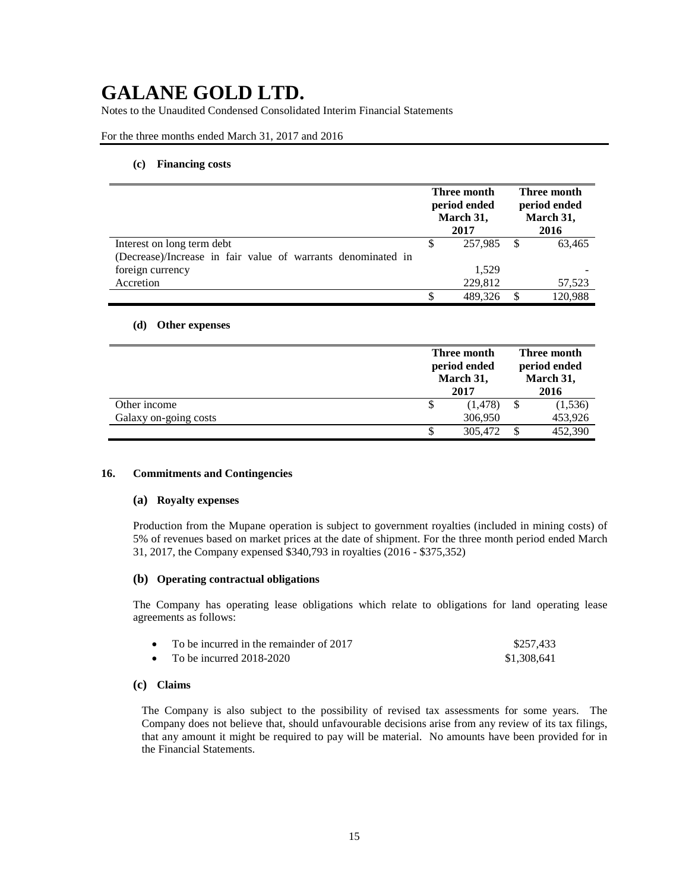# GALANE GOLD LTD.

Notes to the Unaudited Condensed Consolidated Interim Financial Statements

For the three months ended March 31, 2017 and 2016

#### (c) Financing costs

| | Three month period ended March 31, 2017 | Three month period ended March 31, 2016 |
|---|---|---|
| Interest on long term debt | $ 257,985 | $ 63,465 |
| (Decrease)/Increase in fair value of warrants denominated in foreign currency | 1,529 | - |
| Accretion | 229,812 | 57,523 |
| | $ 489,326 | $ 120,988 |

#### (d) Other expenses

| | Three month period ended March 31, 2017 | Three month period ended March 31, 2016 |
|---|---|---|
| Other income | $ (1,478) | $ (1,536) |
| Galaxy on-going costs | 306,950 | 453,926 |
| | $ 305,472 | $ 452,390 |

## 16. Commitments and Contingencies

### (a) Royalty expenses

Production from the Mupane operation is subject to government royalties (included in mining costs) of 5% of revenues based on market prices at the date of shipment. For the three month period ended March 31, 2017, the Company expensed $340,793 in royalties (2016 - $375,352)

### (b) Operating contractual obligations

The Company has operating lease obligations which relate to obligations for land operating lease agreements as follows:

- To be incurred in the remainder of 2017 $257,433
- To be incurred 2018-2020 $1,308,641

### (c) Claims

The Company is also subject to the possibility of revised tax assessments for some years. The Company does not believe that, should unfavourable decisions arise from any review of its tax filings, that any amount it might be required to pay will be material. No amounts have been provided for in the Financial Statements.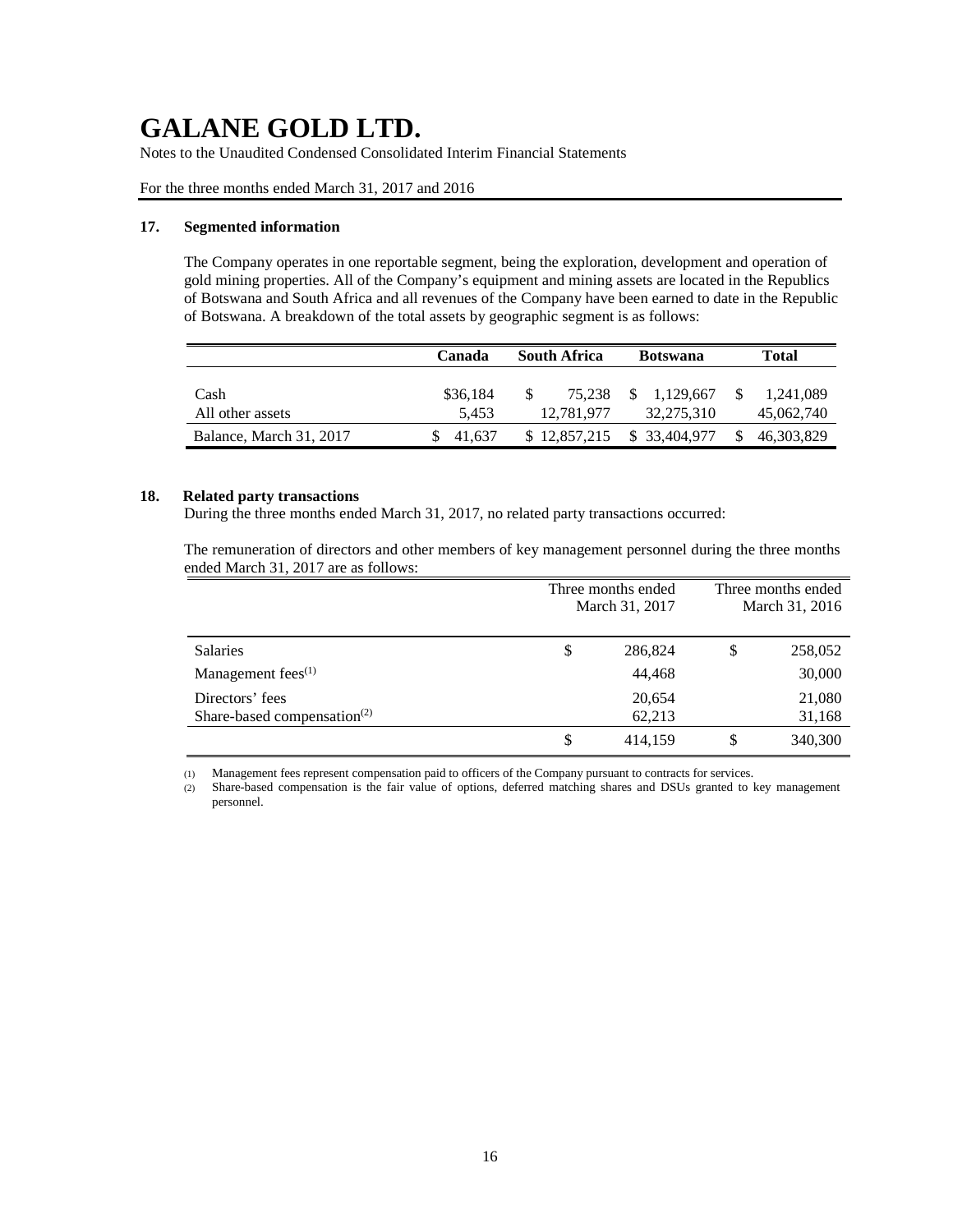# GALANE GOLD LTD.

Notes to the Unaudited Condensed Consolidated Interim Financial Statements

For the three months ended March 31, 2017 and 2016

## 17. Segmented information

The Company operates in one reportable segment, being the exploration, development and operation of gold mining properties. All of the Company's equipment and mining assets are located in the Republics of Botswana and South Africa and all revenues of the Company have been earned to date in the Republic of Botswana. A breakdown of the total assets by geographic segment is as follows:

| | Canada | South Africa | Botswana | Total |
|---|---|---|---|---|
| Cash | $36,184 | $ 75,238 | $ 1,129,667 | $ 1,241,089 |
| All other assets | 5,453 | 12,781,977 | 32,275,310 | 45,062,740 |
| Balance, March 31, 2017 | $ 41,637 | $ 12,857,215 | $ 33,404,977 | $ 46,303,829 |

## 18. Related party transactions

During the three months ended March 31, 2017, no related party transactions occurred:

The remuneration of directors and other members of key management personnel during the three months ended March 31, 2017 are as follows:

| | Three months ended March 31, 2017 | Three months ended March 31, 2016 |
|---|---|---|
| Salaries | $ 286,824 | $ 258,052 |
| Management fees[(1)] | 44,468 | 30,000 |
| Directors' fees | 20,654 | 21,080 |
| Share-based compensation[(2)] | 62,213 | 31,168 |
| | $ 414,159 | $ 340,300 |

(1) Management fees represent compensation paid to officers of the Company pursuant to contracts for services.

(2) Share-based compensation is the fair value of options, deferred matching shares and DSUs granted to key management personnel.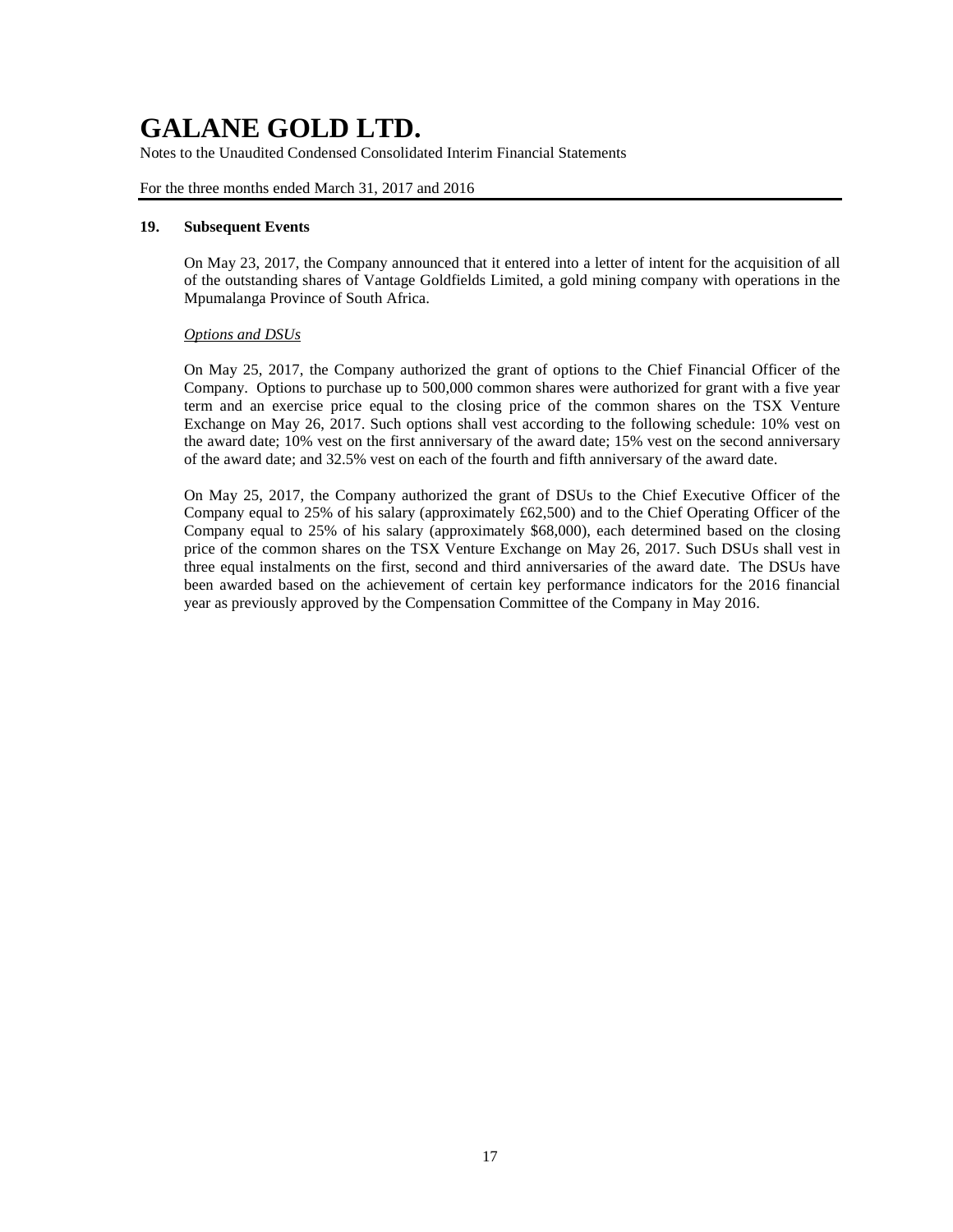## 19. Subsequent Events

On May 23, 2017, the Company announced that it entered into a letter of intent for the acquisition of all of the outstanding shares of Vantage Goldfields Limited, a gold mining company with operations in the Mpumalanga Province of South Africa.

*Options and DSUs*

On May 25, 2017, the Company authorized the grant of options to the Chief Financial Officer of the Company. Options to purchase up to 500,000 common shares were authorized for grant with a five year term and an exercise price equal to the closing price of the common shares on the TSX Venture Exchange on May 26, 2017. Such options shall vest according to the following schedule: 10% vest on the award date; 10% vest on the first anniversary of the award date; 15% vest on the second anniversary of the award date; and 32.5% vest on each of the fourth and fifth anniversary of the award date.

On May 25, 2017, the Company authorized the grant of DSUs to the Chief Executive Officer of the Company equal to 25% of his salary (approximately £62,500) and to the Chief Operating Officer of the Company equal to 25% of his salary (approximately $68,000), each determined based on the closing price of the common shares on the TSX Venture Exchange on May 26, 2017. Such DSUs shall vest in three equal instalments on the first, second and third anniversaries of the award date. The DSUs have been awarded based on the achievement of certain key performance indicators for the 2016 financial year as previously approved by the Compensation Committee of the Company in May 2016.